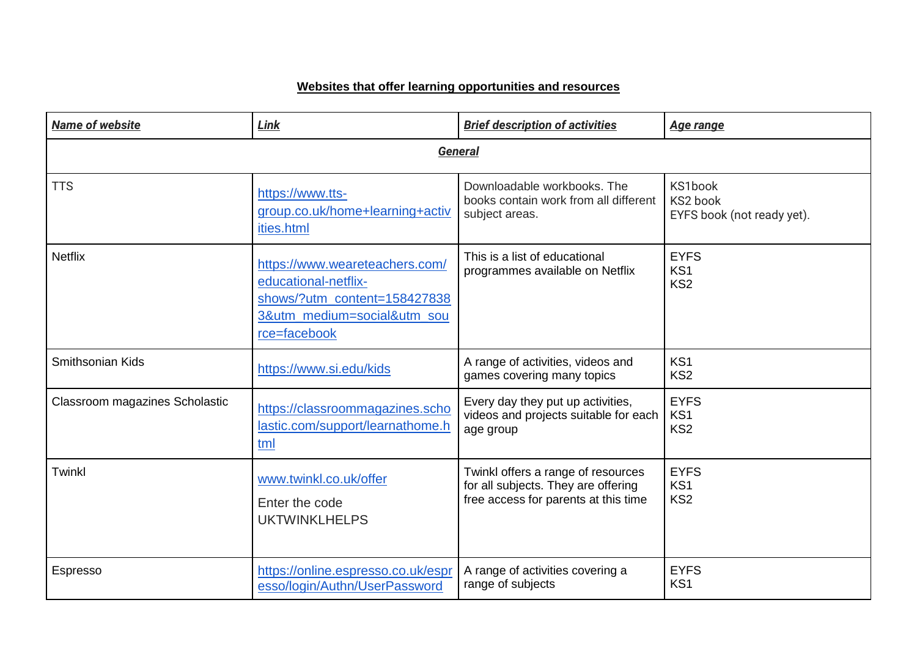**Websites that offer learning opportunities and resources**

| ***Name of website*** | ***Link*** | ***Brief description of activities*** | ***Age range*** |
|---|---|---|---|
| ***General*** | | | |
| TTS | https://www.tts-group.co.uk/home+learning+activities.html | Downloadable workbooks. The books contain work from all different subject areas. | KS1book<br>KS2 book<br>EYFS book (not ready yet). |
| Netflix | https://www.weareteachers.com/educational-netflix-shows/?utm_content=1584278383&utm_medium=social&utm_source=facebook | This is a list of educational programmes available on Netflix | EYFS<br>KS1<br>KS2 |
| Smithsonian Kids | https://www.si.edu/kids | A range of activities, videos and games covering many topics | KS1<br>KS2 |
| Classroom magazines Scholastic | https://classroommagazines.scholastic.com/support/learnathome.html | Every day they put up activities, videos and projects suitable for each age group | EYFS<br>KS1<br>KS2 |
| Twinkl | www.twinkl.co.uk/offer<br>Enter the code UKTWINKLHELPS | Twinkl offers a range of resources for all subjects. They are offering free access for parents at this time | EYFS<br>KS1<br>KS2 |
| Espresso | https://online.espresso.co.uk/espresso/login/Authn/UserPassword | A range of activities covering a range of subjects | EYFS<br>KS1 |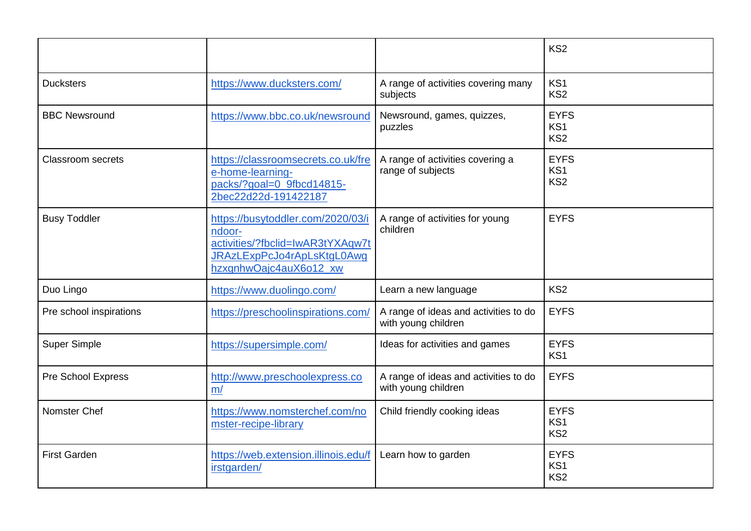| | | | KS2 |
|---|---|---|---|
| Ducksters | https://www.ducksters.com/ | A range of activities covering many subjects | KS1<br>KS2 |
| BBC Newsround | https://www.bbc.co.uk/newsround | Newsround, games, quizzes, puzzles | EYFS<br>KS1<br>KS2 |
| Classroom secrets | https://classroomsecrets.co.uk/free-home-learning-packs/?goal=0_9fbcd14815-2bec22d22d-191422187 | A range of activities covering a range of subjects | EYFS<br>KS1<br>KS2 |
| Busy Toddler | https://busytoddler.com/2020/03/indoor-activities/?fbclid=IwAR3tYXAqw7tJRAzLExpPcJo4rApLsKtgL0AwghzxgnhwOajc4auX6o12_xw | A range of activities for young children | EYFS |
| Duo Lingo | https://www.duolingo.com/ | Learn a new language | KS2 |
| Pre school inspirations | https://preschoolinspirations.com/ | A range of ideas and activities to do with young children | EYFS |
| Super Simple | https://supersimple.com/ | Ideas for activities and games | EYFS<br>KS1 |
| Pre School Express | http://www.preschoolexpress.com/ | A range of ideas and activities to do with young children | EYFS |
| Nomster Chef | https://www.nomsterchef.com/nomster-recipe-library | Child friendly cooking ideas | EYFS<br>KS1<br>KS2 |
| First Garden | https://web.extension.illinois.edu/firstgarden/ | Learn how to garden | EYFS<br>KS1<br>KS2 |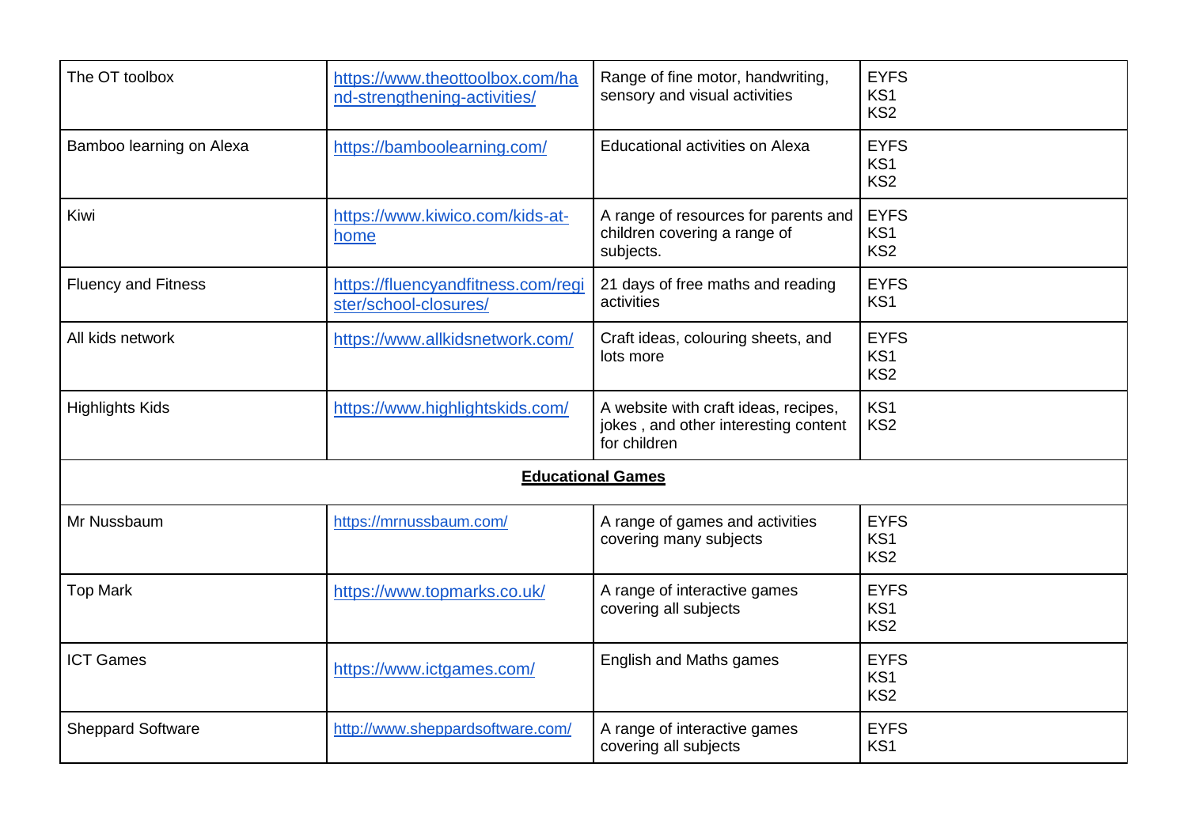| | | | |
|---|---|---|---|
| The OT toolbox | [https://www.theottoolbox.com/hand-strengthening-activities/](https://www.theottoolbox.com/hand-strengthening-activities/) | Range of fine motor, handwriting, sensory and visual activities | EYFS<br>KS1<br>KS2 |
| Bamboo learning on Alexa | [https://bamboolearning.com/](https://bamboolearning.com/) | Educational activities on Alexa | EYFS<br>KS1<br>KS2 |
| Kiwi | [https://www.kiwico.com/kids-at-home](https://www.kiwico.com/kids-at-home) | A range of resources for parents and children covering a range of subjects. | EYFS<br>KS1<br>KS2 |
| Fluency and Fitness | [https://fluencyandfitness.com/register/school-closures/](https://fluencyandfitness.com/register/school-closures/) | 21 days of free maths and reading activities | EYFS<br>KS1 |
| All kids network | [https://www.allkidsnetwork.com/](https://www.allkidsnetwork.com/) | Craft ideas, colouring sheets, and lots more | EYFS<br>KS1<br>KS2 |
| Highlights Kids | [https://www.highlightskids.com/](https://www.highlightskids.com/) | A website with craft ideas, recipes, jokes , and other interesting content for children | KS1<br>KS2 |
| **Educational Games** | | | |
| Mr Nussbaum | [https://mrnussbaum.com/](https://mrnussbaum.com/) | A range of games and activities covering many subjects | EYFS<br>KS1<br>KS2 |
| Top Mark | [https://www.topmarks.co.uk/](https://www.topmarks.co.uk/) | A range of interactive games covering all subjects | EYFS<br>KS1<br>KS2 |
| ICT Games | [https://www.ictgames.com/](https://www.ictgames.com/) | English and Maths games | EYFS<br>KS1<br>KS2 |
| Sheppard Software | [http://www.sheppardsoftware.com/](http://www.sheppardsoftware.com/) | A range of interactive games covering all subjects | EYFS<br>KS1 |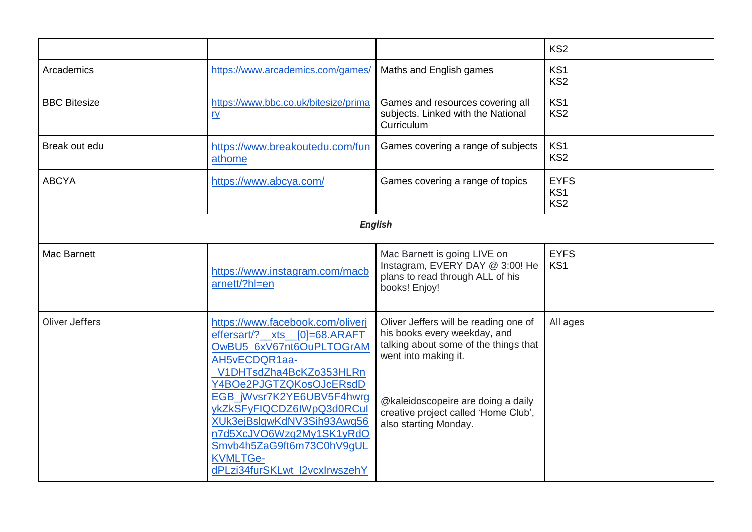| | | | |
|---|---|---|---|
| | | | KS2 |
| Arcademics | https://www.arcademics.com/games/ | Maths and English games | KS1<br>KS2 |
| BBC Bitesize | https://www.bbc.co.uk/bitesize/primary | Games and resources covering all subjects. Linked with the National Curriculum | KS1<br>KS2 |
| Break out edu | https://www.breakoutedu.com/funathome | Games covering a range of subjects | KS1<br>KS2 |
| ABCYA | https://www.abcya.com/ | Games covering a range of topics | EYFS<br>KS1<br>KS2 |
| | ***English*** | | |
| Mac Barnett | https://www.instagram.com/macbarnett/?hl=en | Mac Barnett is going LIVE on Instagram, EVERY DAY @ 3:00! He plans to read through ALL of his books! Enjoy! | EYFS<br>KS1 |
| Oliver Jeffers | https://www.facebook.com/oliverjeffersart/?__xts__[0]=68.ARAFTOwBU5_6xV67nt6OuPLTOGrAMAH5vECDQR1aa-_V1DHTsdZha4BcKZo353HLRnY4BOe2PJGTZQKosOJcERsdDEGB_jWvsr7K2YE6UBV5F4hwrgykZkSFyFIQCDZ6IWpQ3d0RCulXUk3ejBslgwKdNV3Sih93Awq56n7d5XcJVO6Wzq2My1SK1yRdOSmvb4h5ZaG9ft6m73C0hV9gULKVMLTGe-dPLzi34furSKLwt_l2vcxIrwszehY | Oliver Jeffers will be reading one of his books every weekday, and talking about some of the things that went into making it.<br><br>@kaleidoscopeire are doing a daily creative project called 'Home Club', also starting Monday. | All ages |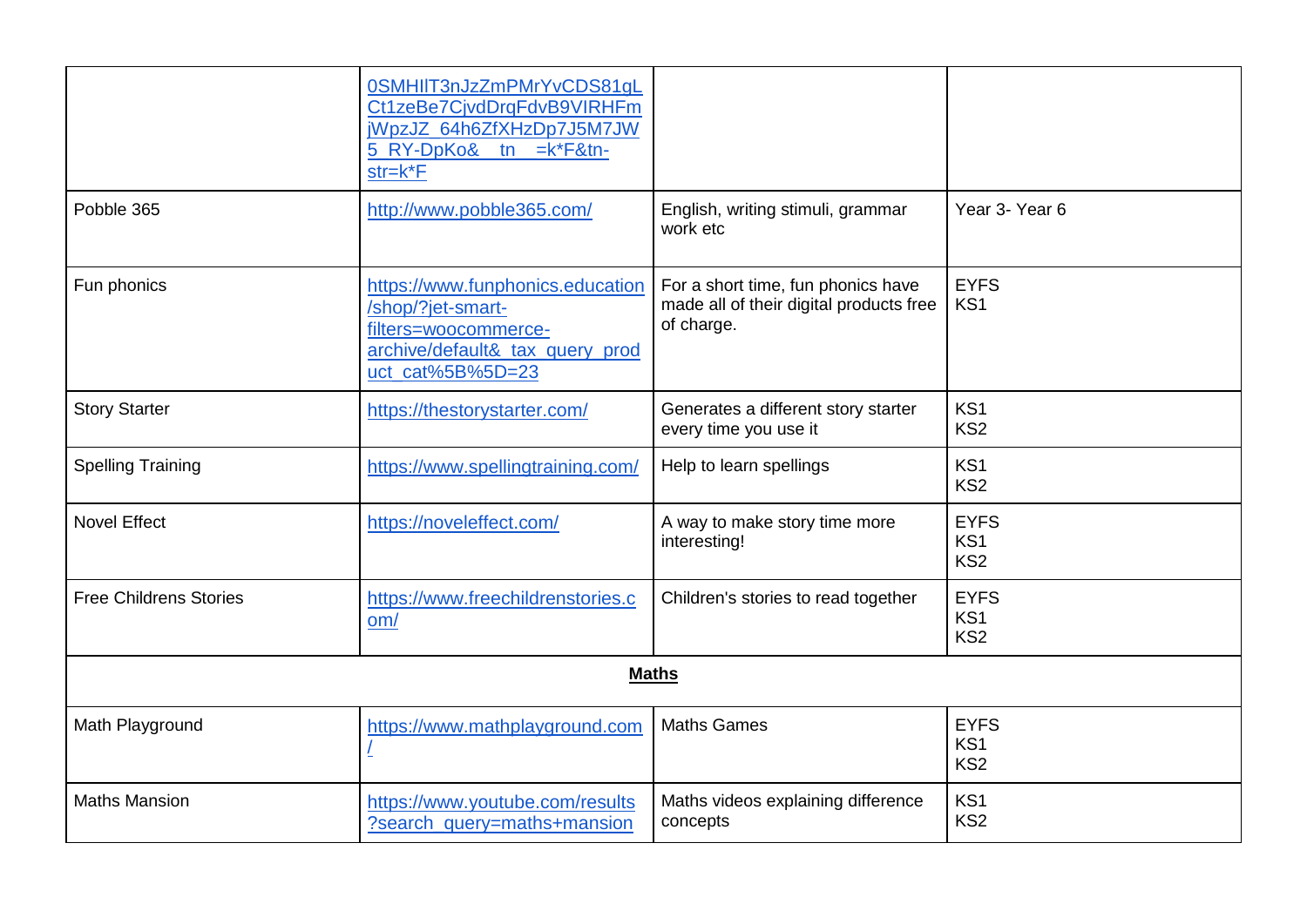| | | | |
|---|---|---|---|
| | 0SMHIlT3nJzZmPMrYvCDS81gLCt1zeBe7CjvdDrqFdvB9VIRHFmjWpzJZ_64h6ZfXHzDp7J5M7JW5_RY-DpKo&__tn__=k*F&tn-str=k*F | | |
| Pobble 365 | http://www.pobble365.com/ | English, writing stimuli, grammar work etc | Year 3- Year 6 |
| Fun phonics | https://www.funphonics.education/shop/?jet-smart-filters=woocommerce-archive/default&_tax_query_product_cat%5B%5D=23 | For a short time, fun phonics have made all of their digital products free of charge. | EYFS<br>KS1 |
| Story Starter | https://thestorystarter.com/ | Generates a different story starter every time you use it | KS1<br>KS2 |
| Spelling Training | https://www.spellingtraining.com/ | Help to learn spellings | KS1<br>KS2 |
| Novel Effect | https://noveleffect.com/ | A way to make story time more interesting! | EYFS<br>KS1<br>KS2 |
| Free Childrens Stories | https://www.freechildrenstories.com/ | Children's stories to read together | EYFS<br>KS1<br>KS2 |
| **Maths** | | | |
| Math Playground | https://www.mathplayground.com/ | Maths Games | EYFS<br>KS1<br>KS2 |
| Maths Mansion | https://www.youtube.com/results?search_query=maths+mansion | Maths videos explaining difference concepts | KS1<br>KS2 |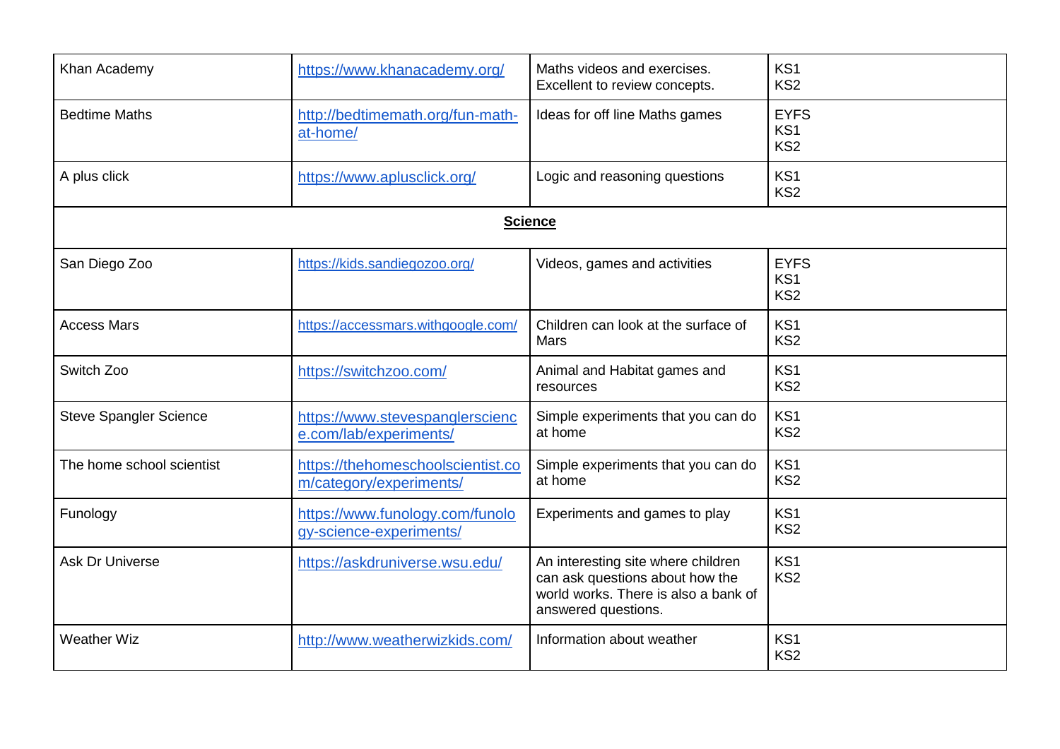| Khan Academy | https://www.khanacademy.org/ | Maths videos and exercises. Excellent to review concepts. | KS1<br>KS2 |
|---|---|---|---|
| Bedtime Maths | http://bedtimemath.org/fun-math-at-home/ | Ideas for off line Maths games | EYFS<br>KS1<br>KS2 |
| A plus click | https://www.aplusclick.org/ | Logic and reasoning questions | KS1<br>KS2 |
| **Science** | | | |
| San Diego Zoo | https://kids.sandiegozoo.org/ | Videos, games and activities | EYFS<br>KS1<br>KS2 |
| Access Mars | https://accessmars.withgoogle.com/ | Children can look at the surface of Mars | KS1<br>KS2 |
| Switch Zoo | https://switchzoo.com/ | Animal and Habitat games and resources | KS1<br>KS2 |
| Steve Spangler Science | https://www.stevespanglerscience.com/lab/experiments/ | Simple experiments that you can do at home | KS1<br>KS2 |
| The home school scientist | https://thehomeschoolscientist.com/category/experiments/ | Simple experiments that you can do at home | KS1<br>KS2 |
| Funology | https://www.funology.com/funology-science-experiments/ | Experiments and games to play | KS1<br>KS2 |
| Ask Dr Universe | https://askdruniverse.wsu.edu/ | An interesting site where children can ask questions about how the world works. There is also a bank of answered questions. | KS1<br>KS2 |
| Weather Wiz | http://www.weatherwizkids.com/ | Information about weather | KS1<br>KS2 |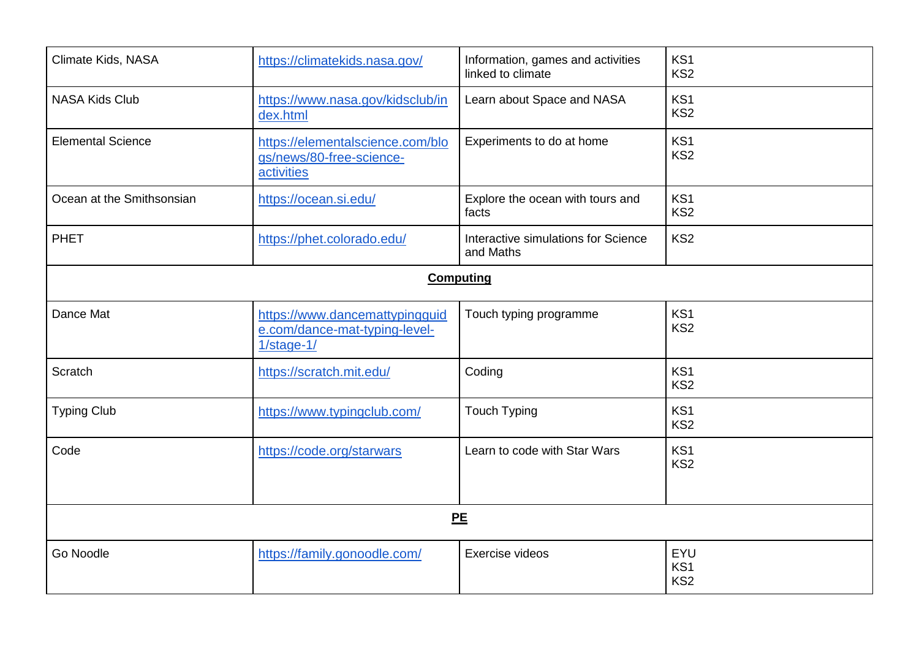| | | | |
|---|---|---|---|
| Climate Kids, NASA | https://climatekids.nasa.gov/ | Information, games and activities linked to climate | KS1<br>KS2 |
| NASA Kids Club | https://www.nasa.gov/kidsclub/index.html | Learn about Space and NASA | KS1<br>KS2 |
| Elemental Science | https://elementalscience.com/blogs/news/80-free-science-activities | Experiments to do at home | KS1<br>KS2 |
| Ocean at the Smithsonsian | https://ocean.si.edu/ | Explore the ocean with tours and facts | KS1<br>KS2 |
| PHET | https://phet.colorado.edu/ | Interactive simulations for Science and Maths | KS2 |
| **Computing** | | | |
| Dance Mat | https://www.dancemattypingguide.com/dance-mat-typing-level-1/stage-1/ | Touch typing programme | KS1<br>KS2 |
| Scratch | https://scratch.mit.edu/ | Coding | KS1<br>KS2 |
| Typing Club | https://www.typingclub.com/ | Touch Typing | KS1<br>KS2 |
| Code | https://code.org/starwars | Learn to code with Star Wars | KS1<br>KS2 |
| **PE** | | | |
| Go Noodle | https://family.gonoodle.com/ | Exercise videos | EYU<br>KS1<br>KS2 |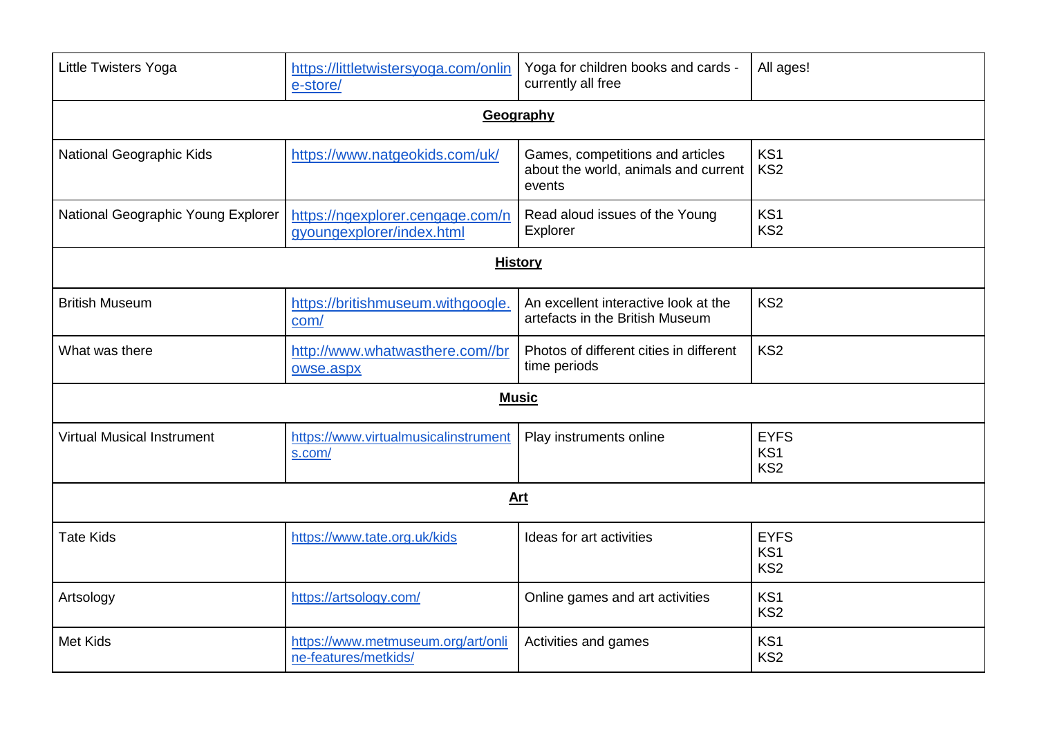| Little Twisters Yoga | https://littletwistersyoga.com/online-store/ | Yoga for children books and cards - currently all free | All ages! |
|---|---|---|---|
| **Geography** | | | |
| National Geographic Kids | https://www.natgeokids.com/uk/ | Games, competitions and articles about the world, animals and current events | KS1<br>KS2 |
| National Geographic Young Explorer | https://ngexplorer.cengage.com/ngyoungexplorer/index.html | Read aloud issues of the Young Explorer | KS1<br>KS2 |
| **History** | | | |
| British Museum | https://britishmuseum.withgoogle.com/ | An excellent interactive look at the artefacts in the British Museum | KS2 |
| What was there | http://www.whatwasthere.com//browse.aspx | Photos of different cities in different time periods | KS2 |
| **Music** | | | |
| Virtual Musical Instrument | https://www.virtualmusicalinstruments.com/ | Play instruments online | EYFS<br>KS1<br>KS2 |
| **Art** | | | |
| Tate Kids | https://www.tate.org.uk/kids | Ideas for art activities | EYFS<br>KS1<br>KS2 |
| Artsology | https://artsology.com/ | Online games and art activities | KS1<br>KS2 |
| Met Kids | https://www.metmuseum.org/art/online-features/metkids/ | Activities and games | KS1<br>KS2 |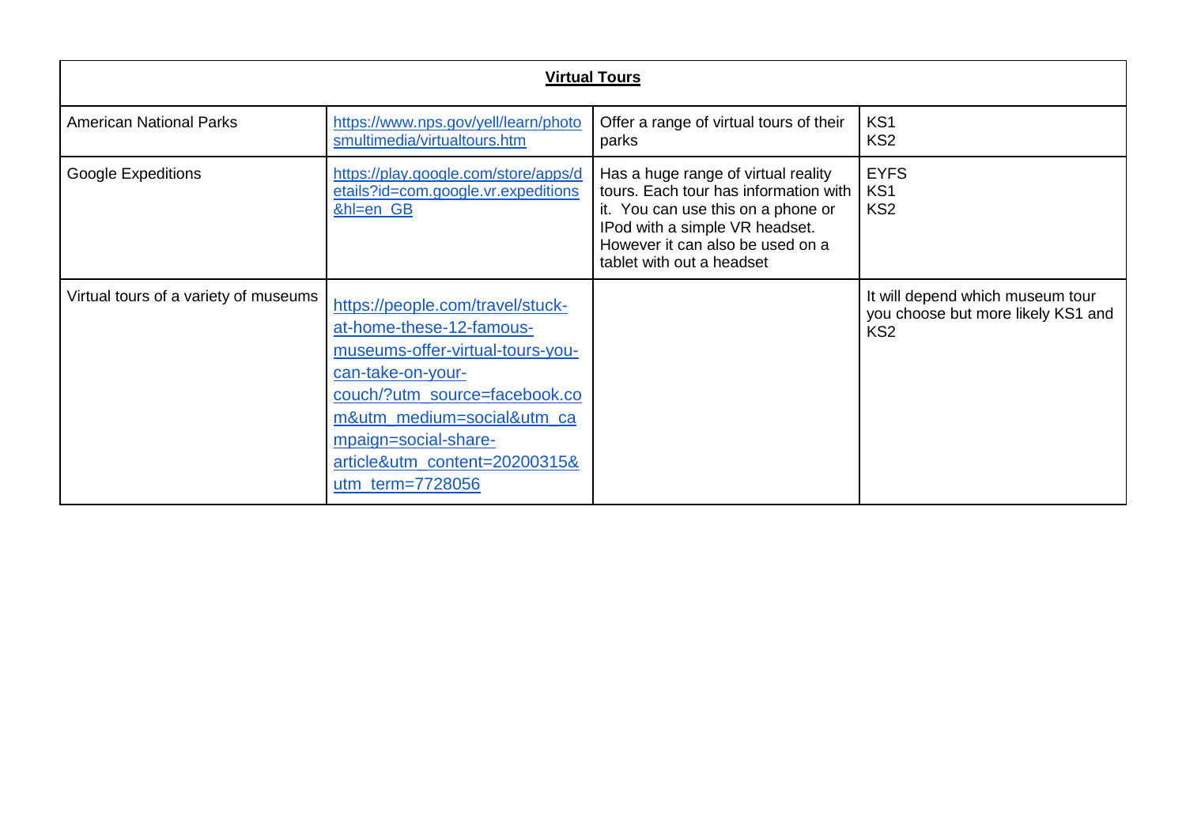| **Virtual Tours** | | | |
|---|---|---|---|
| American National Parks | https://www.nps.gov/yell/learn/photosmultimedia/virtualtours.htm | Offer a range of virtual tours of their parks | KS1<br>KS2 |
| Google Expeditions | https://play.google.com/store/apps/details?id=com.google.vr.expeditions&hl=en_GB | Has a huge range of virtual reality tours. Each tour has information with it. You can use this on a phone or IPod with a simple VR headset. However it can also be used on a tablet with out a headset | EYFS<br>KS1<br>KS2 |
| Virtual tours of a variety of museums | https://people.com/travel/stuck-at-home-these-12-famous-museums-offer-virtual-tours-you-can-take-on-your-couch/?utm_source=facebook.com&utm_medium=social&utm_campaign=social-share-article&utm_content=20200315&utm_term=7728056 | | It will depend which museum tour you choose but more likely KS1 and KS2 |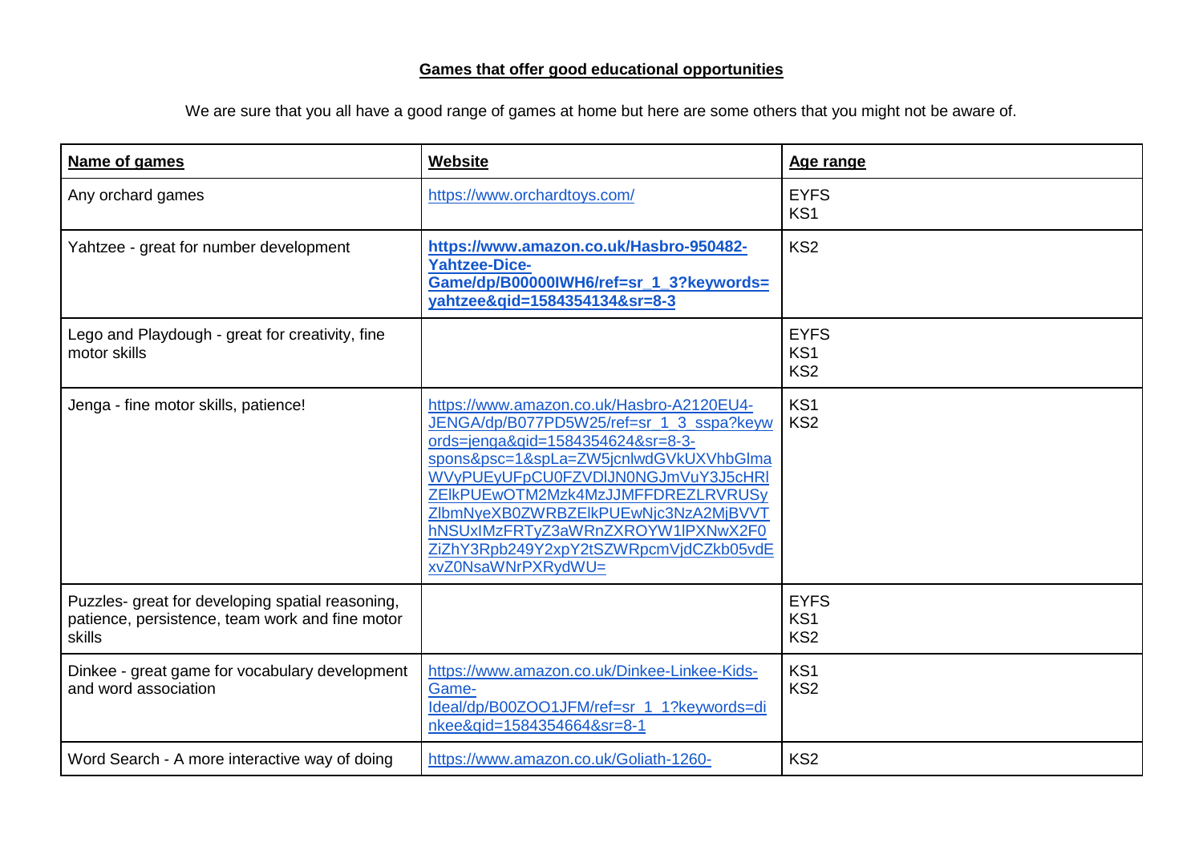**Games that offer good educational opportunities**

We are sure that you all have a good range of games at home but here are some others that you might not be aware of.

| **Name of games** | **Website** | **Age range** |
|---|---|---|
| Any orchard games | https://www.orchardtoys.com/ | EYFS<br>KS1 |
| Yahtzee - great for number development | **https://www.amazon.co.uk/Hasbro-950482-Yahtzee-Dice-Game/dp/B00000IWH6/ref=sr_1_3?keywords=yahtzee&qid=1584354134&sr=8-3** | KS2 |
| Lego and Playdough - great for creativity, fine motor skills | | EYFS<br>KS1<br>KS2 |
| Jenga - fine motor skills, patience! | https://www.amazon.co.uk/Hasbro-A2120EU4-JENGA/dp/B077PD5W25/ref=sr_1_3_sspa?keywords=jenga&qid=1584354624&sr=8-3-spons&psc=1&spLa=ZW5jcnlwdGVkUXVhbGlmaWVyPUEyUFpCU0FZVDlJN0NGJmVuY3J5cHRlZElkPUEwOTM2Mzk4MzJJMFFDREZLRVRUSyZlbmNyeXB0ZWRBZElkPUEwNjc3NzA2MjBVVThNSUxIMzFRTyZ3aWRnZXROYW1lPXNwX2F0ZiZhY3Rpb249Y2xpY2tSZWRpcmVjdCZkb05vdExvZ0NsaWNrPXRydWU= | KS1<br>KS2 |
| Puzzles- great for developing spatial reasoning, patience, persistence, team work and fine motor skills | | EYFS<br>KS1<br>KS2 |
| Dinkee - great game for vocabulary development and word association | https://www.amazon.co.uk/Dinkee-Linkee-Kids-Game-Ideal/dp/B00ZOO1JFM/ref=sr_1_1?keywords=dinkee&qid=1584354664&sr=8-1 | KS1<br>KS2 |
| Word Search - A more interactive way of doing | https://www.amazon.co.uk/Goliath-1260- | KS2 |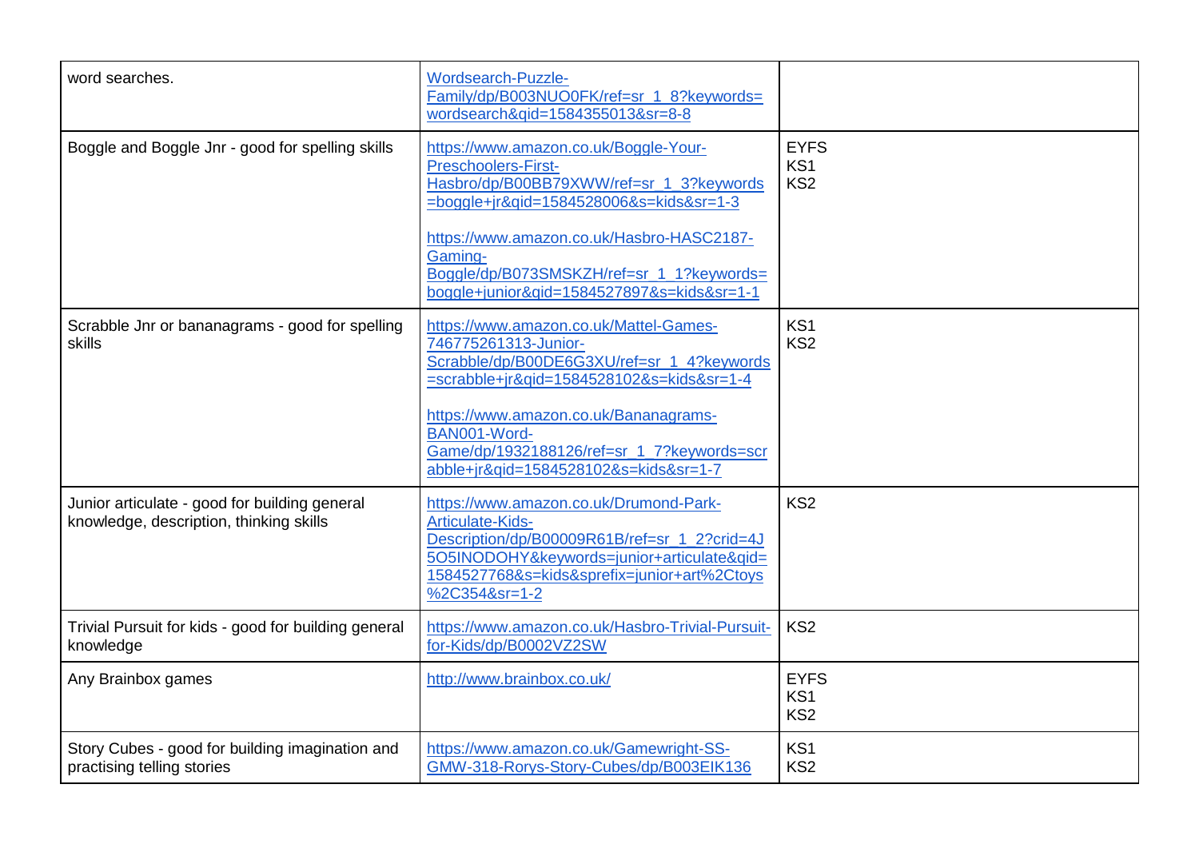| | | |
|---|---|---|
| word searches. | Wordsearch-Puzzle-Family/dp/B003NUO0FK/ref=sr_1_8?keywords=wordsearch&qid=1584355013&sr=8-8 | |
| Boggle and Boggle Jnr - good for spelling skills | https://www.amazon.co.uk/Boggle-Your-Preschoolers-First-Hasbro/dp/B00BB79XWW/ref=sr_1_3?keywords=boggle+jr&qid=1584528006&s=kids&sr=1-3<br><br>https://www.amazon.co.uk/Hasbro-HASC2187-Gaming-Boggle/dp/B073SMSKZH/ref=sr_1_1?keywords=boggle+junior&qid=1584527897&s=kids&sr=1-1 | EYFS<br>KS1<br>KS2 |
| Scrabble Jnr or bananagrams - good for spelling skills | https://www.amazon.co.uk/Mattel-Games-746775261313-Junior-Scrabble/dp/B00DE6G3XU/ref=sr_1_4?keywords=scrabble+jr&qid=1584528102&s=kids&sr=1-4<br><br>https://www.amazon.co.uk/Bananagrams-BAN001-Word-Game/dp/1932188126/ref=sr_1_7?keywords=scrabble+jr&qid=1584528102&s=kids&sr=1-7 | KS1<br>KS2 |
| Junior articulate - good for building general knowledge, description, thinking skills | https://www.amazon.co.uk/Drumond-Park-Articulate-Kids-Description/dp/B00009R61B/ref=sr_1_2?crid=4J5O5INODOHY&keywords=junior+articulate&qid=1584527768&s=kids&sprefix=junior+art%2Ctoys%2C354&sr=1-2 | KS2 |
| Trivial Pursuit for kids - good for building general knowledge | https://www.amazon.co.uk/Hasbro-Trivial-Pursuit-for-Kids/dp/B0002VZ2SW | KS2 |
| Any Brainbox games | http://www.brainbox.co.uk/ | EYFS<br>KS1<br>KS2 |
| Story Cubes - good for building imagination and practising telling stories | https://www.amazon.co.uk/Gamewright-SS-GMW-318-Rorys-Story-Cubes/dp/B003EIK136 | KS1<br>KS2 |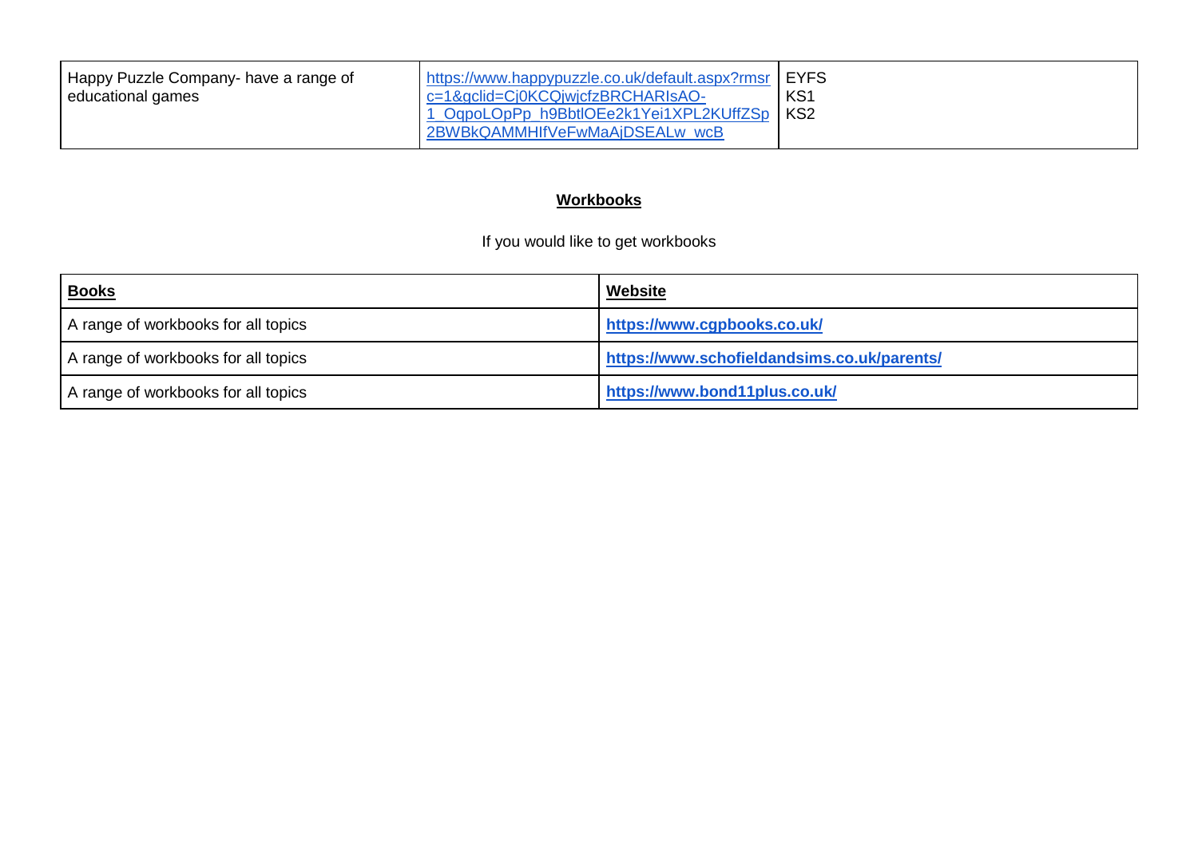| | | |
|---|---|---|
| Happy Puzzle Company- have a range of educational games | https://www.happypuzzle.co.uk/default.aspx?rmsrc=1&gclid=Cj0KCQjwjcfzBRCHARIsAO-1_OqpoLOpPp_h9BbtlOEe2k1Yei1XPL2KUffZSp2BWBkQAMMHIfVeFwMaAjDSEALw_wcB | EYFS KS1 KS2 |

**Workbooks**

If you would like to get workbooks

| **Books** | **Website** |
|---|---|
| A range of workbooks for all topics | **https://www.cgpbooks.co.uk/** |
| A range of workbooks for all topics | **https://www.schofieldandsims.co.uk/parents/** |
| A range of workbooks for all topics | **https://www.bond11plus.co.uk/** |